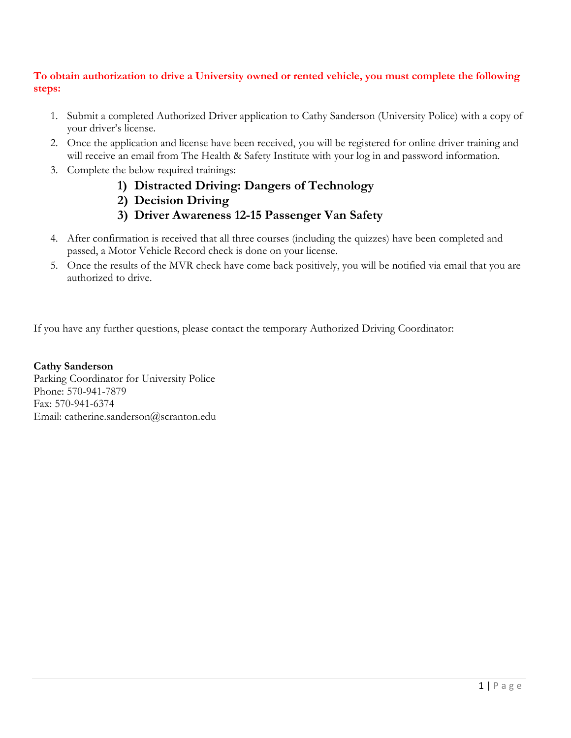**To obtain authorization to drive a University owned or rented vehicle, you must complete the following steps:**

1. Submit a completed Authorized Driver application to Cathy Sanderson (University Police) with a copy of your driver's license.
2. Once the application and license have been received, you will be registered for online driver training and will receive an email from The Health & Safety Institute with your log in and password information.
3. Complete the below required trainings:
   1) **Distracted Driving: Dangers of Technology**
   2) **Decision Driving**
   3) **Driver Awareness 12-15 Passenger Van Safety**
4. After confirmation is received that all three courses (including the quizzes) have been completed and passed, a Motor Vehicle Record check is done on your license.
5. Once the results of the MVR check have come back positively, you will be notified via email that you are authorized to drive.

If you have any further questions, please contact the temporary Authorized Driving Coordinator:

**Cathy Sanderson**
Parking Coordinator for University Police
Phone: 570-941-7879
Fax: 570-941-6374
Email: catherine.sanderson@scranton.edu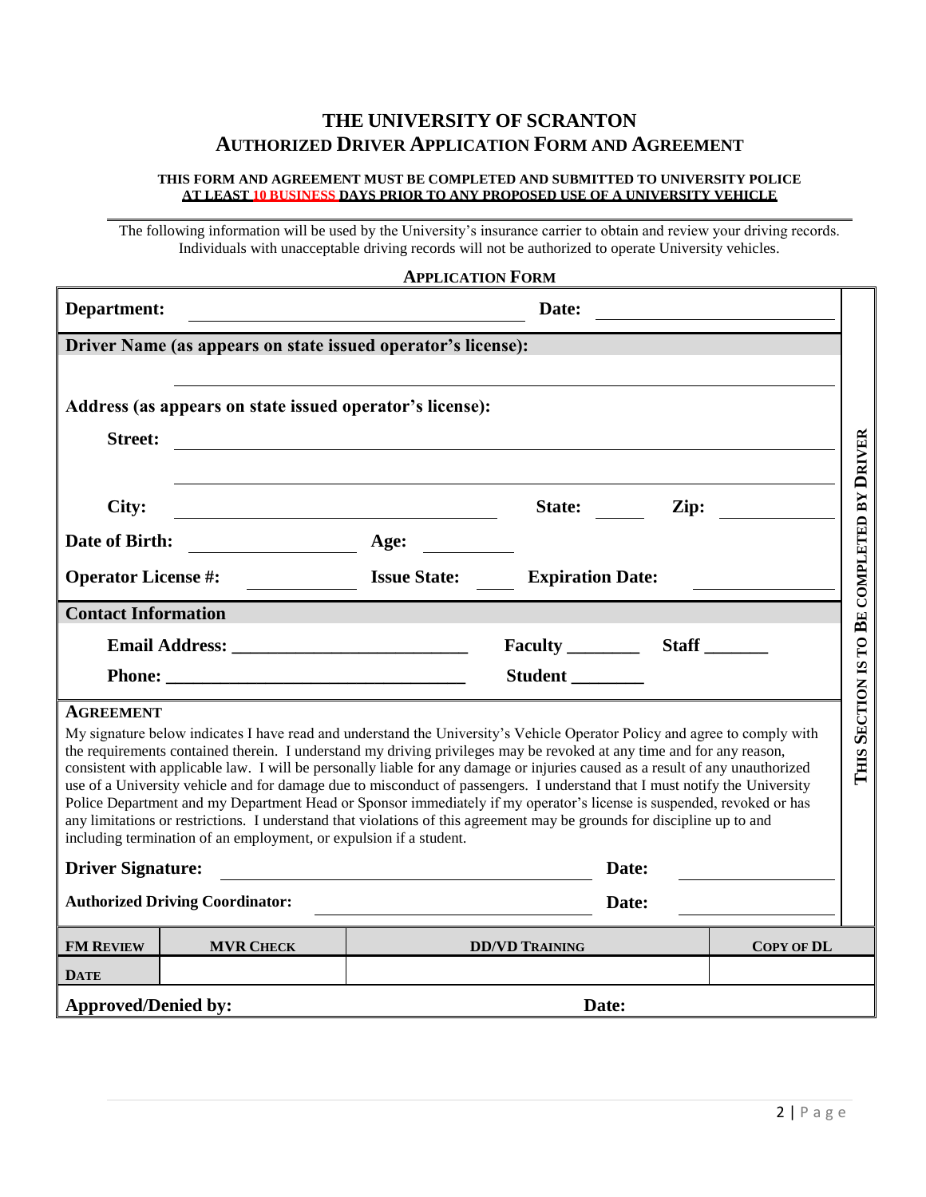# THE UNIVERSITY OF SCRANTON
## AUTHORIZED DRIVER APPLICATION FORM AND AGREEMENT

**THIS FORM AND AGREEMENT MUST BE COMPLETED AND SUBMITTED TO UNIVERSITY POLICE**
**AT LEAST 10 BUSINESS DAYS PRIOR TO ANY PROPOSED USE OF A UNIVERSITY VEHICLE**

---

The following information will be used by the University's insurance carrier to obtain and review your driving records. Individuals with unacceptable driving records will not be authorized to operate University vehicles.

### APPLICATION FORM

*THIS SECTION IS TO BE COMPLETED BY DRIVER*

**Department:** ______________________________ **Date:** ____________________

**Driver Name (as appears on state issued operator's license):**

______________________________________________________________

**Address (as appears on state issued operator's license):**

**Street:** ______________________________________________________________

______________________________________________________________

**City:** ______________________ **State:** ______ **Zip:** __________

**Date of Birth:** ______________ **Age:** ________

**Operator License #:** __________ **Issue State:** ____ **Expiration Date:** __________

**Contact Information**

**Email Address:** ________________________ **Faculty** ________ **Staff** _______

**Phone:** ________________________________ **Student** ________

**AGREEMENT**

My signature below indicates I have read and understand the University's Vehicle Operator Policy and agree to comply with the requirements contained therein. I understand my driving privileges may be revoked at any time and for any reason, consistent with applicable law. I will be personally liable for any damage or injuries caused as a result of any unauthorized use of a University vehicle and for damage due to misconduct of passengers. I understand that I must notify the University Police Department and my Department Head or Sponsor immediately if my operator's license is suspended, revoked or has any limitations or restrictions. I understand that violations of this agreement may be grounds for discipline up to and including termination of an employment, or expulsion if a student.

**Driver Signature:** ______________________________ **Date:** __________

**Authorized Driving Coordinator:** ______________________________ **Date:** __________

| FM REVIEW | MVR CHECK | DD/VD TRAINING | COPY OF DL |
|---|---|---|---|
| DATE | | | |

**Approved/Denied by:** **Date:**